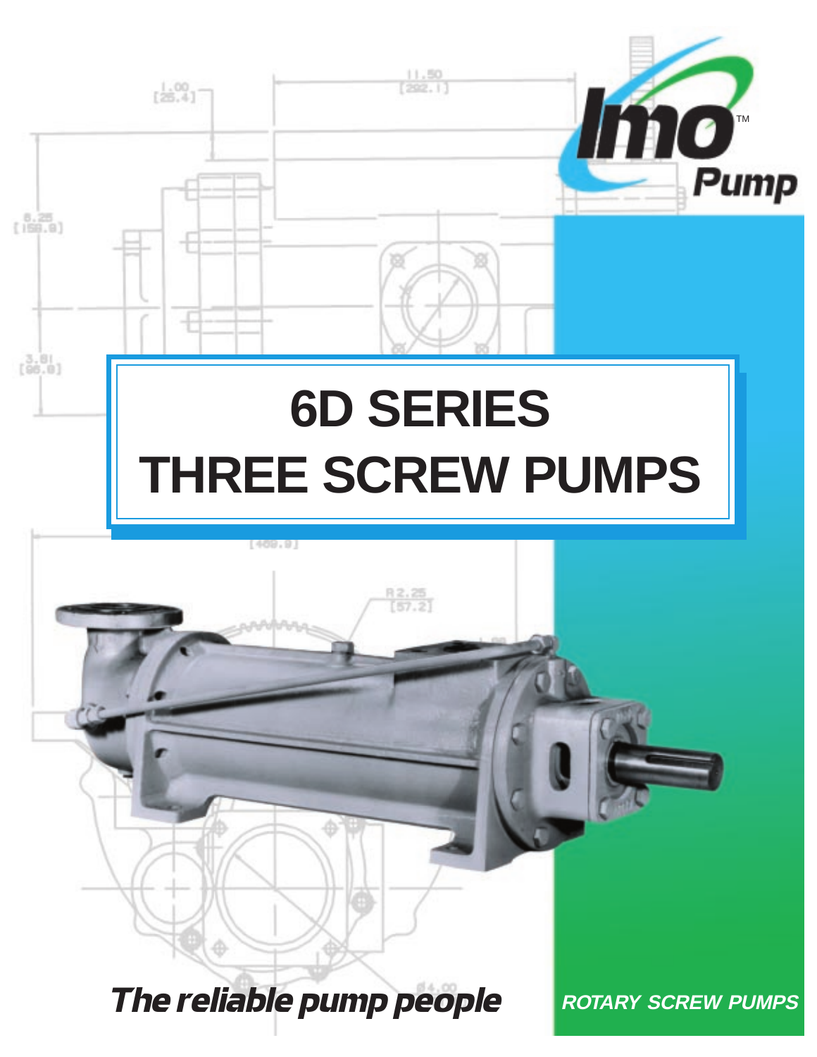Imo™ Pump

# 6D SERIES
# THREE SCREW PUMPS

***The reliable pump people***

***ROTARY SCREW PUMPS***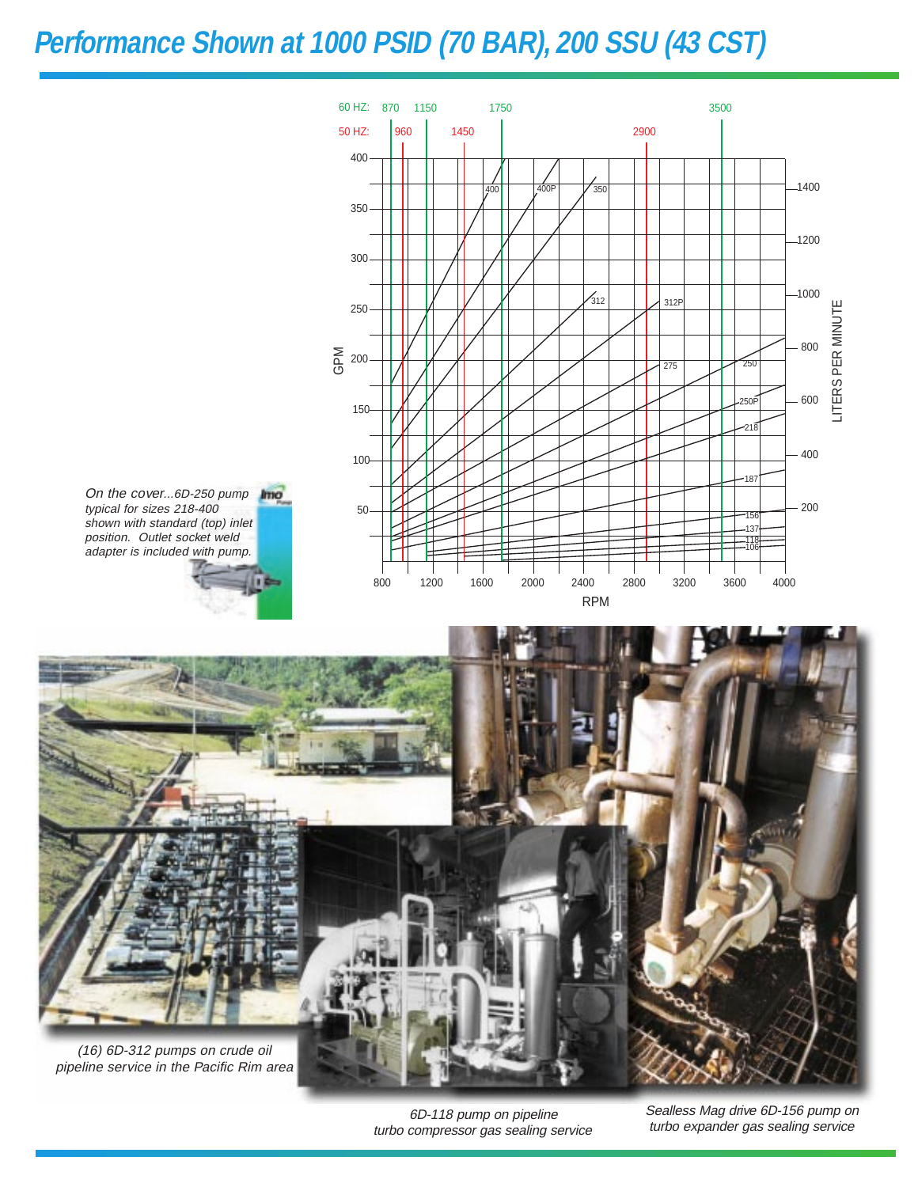# Performance Shown at 1000 PSID (70 BAR), 200 SSU (43 CST)

*On the cover...6D-250 pump typical for sizes 218-400 shown with standard (top) inlet position. Outlet socket weld adapter is included with pump.*

*(16) 6D-312 pumps on crude oil pipeline service in the Pacific Rim area*

*6D-118 pump on pipeline turbo compressor gas sealing service*

*Sealless Mag drive 6D-156 pump on turbo expander gas sealing service*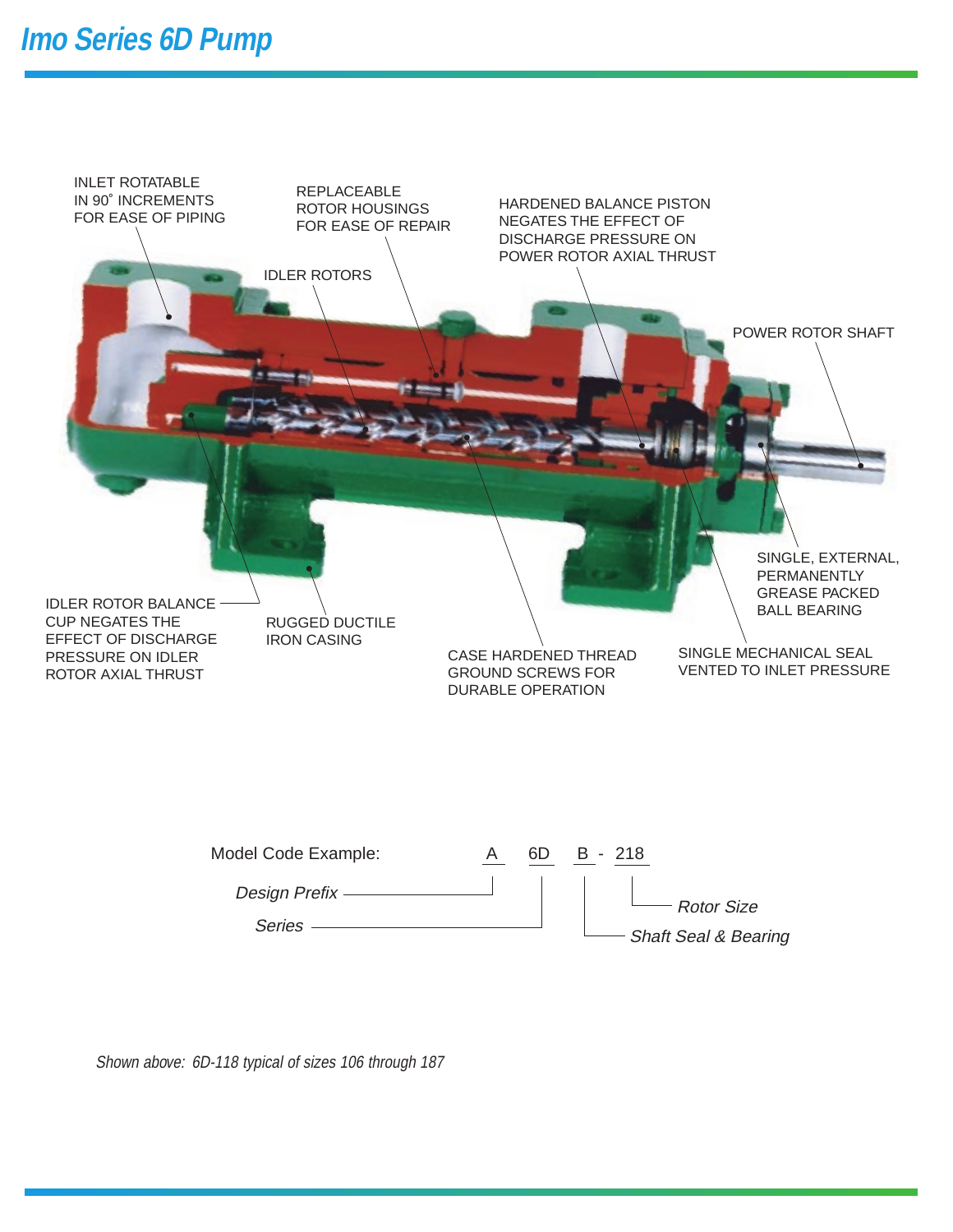# Imo Series 6D Pump

INLET ROTATABLE IN 90˚ INCREMENTS FOR EASE OF PIPING

REPLACEABLE ROTOR HOUSINGS FOR EASE OF REPAIR

HARDENED BALANCE PISTON NEGATES THE EFFECT OF DISCHARGE PRESSURE ON POWER ROTOR AXIAL THRUST

IDLER ROTORS

POWER ROTOR SHAFT

SINGLE, EXTERNAL, PERMANENTLY GREASE PACKED BALL BEARING

IDLER ROTOR BALANCE CUP NEGATES THE EFFECT OF DISCHARGE PRESSURE ON IDLER ROTOR AXIAL THRUST

RUGGED DUCTILE IRON CASING

CASE HARDENED THREAD GROUND SCREWS FOR DURABLE OPERATION

SINGLE MECHANICAL SEAL VENTED TO INLET PRESSURE

Model Code Example: A 6D B - 218

- A — *Design Prefix*
- 6D — *Series*
- B — *Shaft Seal & Bearing*
- 218 — *Rotor Size*

*Shown above: 6D-118 typical of sizes 106 through 187*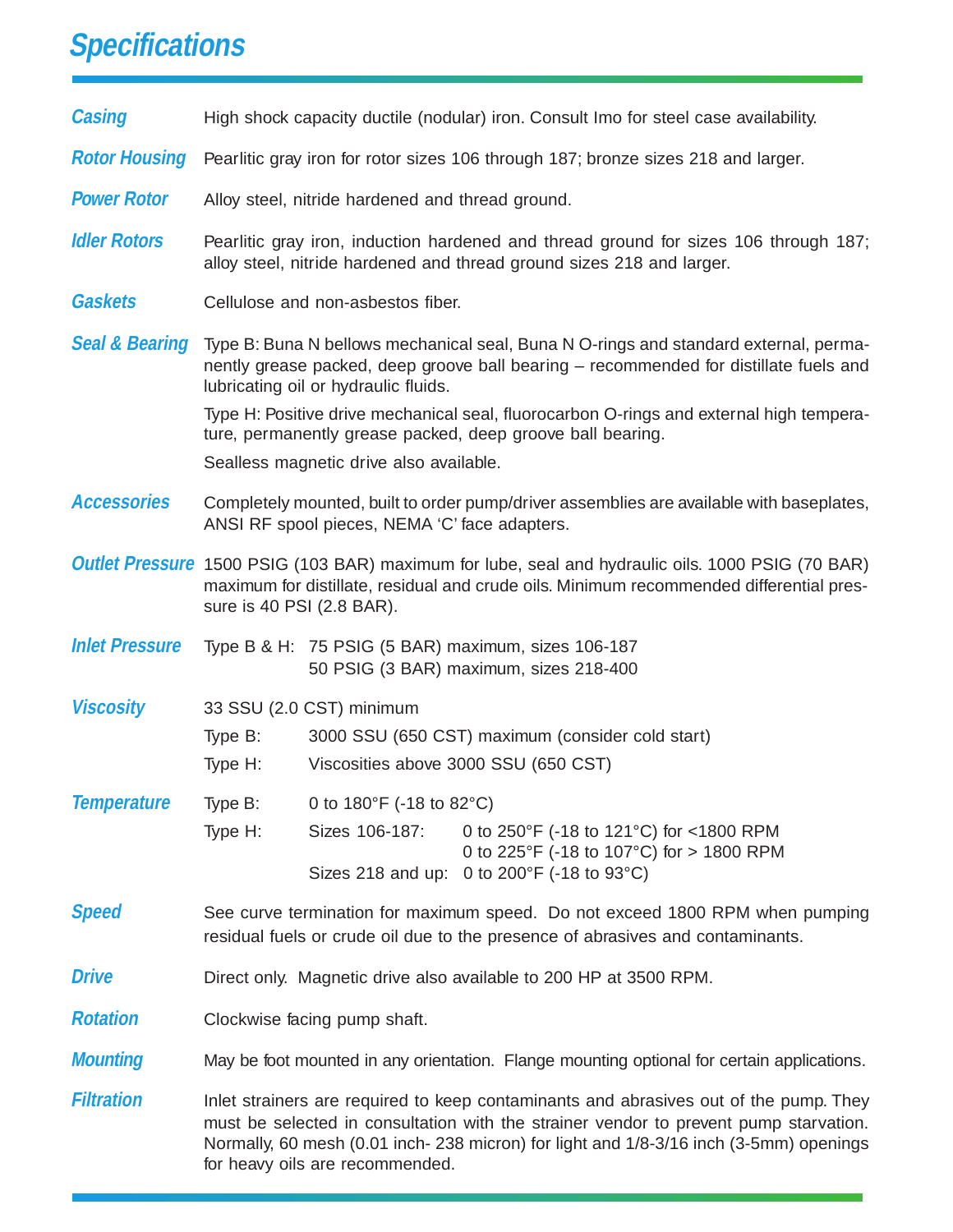# Specifications

**Casing** — High shock capacity ductile (nodular) iron. Consult Imo for steel case availability.

**Rotor Housing** — Pearlitic gray iron for rotor sizes 106 through 187; bronze sizes 218 and larger.

**Power Rotor** — Alloy steel, nitride hardened and thread ground.

**Idler Rotors** — Pearlitic gray iron, induction hardened and thread ground for sizes 106 through 187; alloy steel, nitride hardened and thread ground sizes 218 and larger.

**Gaskets** — Cellulose and non-asbestos fiber.

**Seal & Bearing** — Type B: Buna N bellows mechanical seal, Buna N O-rings and standard external, permanently grease packed, deep groove ball bearing – recommended for distillate fuels and lubricating oil or hydraulic fluids.

Type H: Positive drive mechanical seal, fluorocarbon O-rings and external high temperature, permanently grease packed, deep groove ball bearing.

Sealless magnetic drive also available.

**Accessories** — Completely mounted, built to order pump/driver assemblies are available with baseplates, ANSI RF spool pieces, NEMA 'C' face adapters.

**Outlet Pressure** — 1500 PSIG (103 BAR) maximum for lube, seal and hydraulic oils. 1000 PSIG (70 BAR) maximum for distillate, residual and crude oils. Minimum recommended differential pressure is 40 PSI (2.8 BAR).

**Inlet Pressure** — Type B & H:
- 75 PSIG (5 BAR) maximum, sizes 106-187
- 50 PSIG (3 BAR) maximum, sizes 218-400

**Viscosity** — 33 SSU (2.0 CST) minimum
- Type B: 3000 SSU (650 CST) maximum (consider cold start)
- Type H: Viscosities above 3000 SSU (650 CST)

**Temperature**
- Type B: 0 to 180°F (-18 to 82°C)
- Type H:
  - Sizes 106-187: 0 to 250°F (-18 to 121°C) for <1800 RPM; 0 to 225°F (-18 to 107°C) for > 1800 RPM
  - Sizes 218 and up: 0 to 200°F (-18 to 93°C)

**Speed** — See curve termination for maximum speed. Do not exceed 1800 RPM when pumping residual fuels or crude oil due to the presence of abrasives and contaminants.

**Drive** — Direct only. Magnetic drive also available to 200 HP at 3500 RPM.

**Rotation** — Clockwise facing pump shaft.

**Mounting** — May be foot mounted in any orientation. Flange mounting optional for certain applications.

**Filtration** — Inlet strainers are required to keep contaminants and abrasives out of the pump. They must be selected in consultation with the strainer vendor to prevent pump starvation. Normally, 60 mesh (0.01 inch- 238 micron) for light and 1/8-3/16 inch (3-5mm) openings for heavy oils are recommended.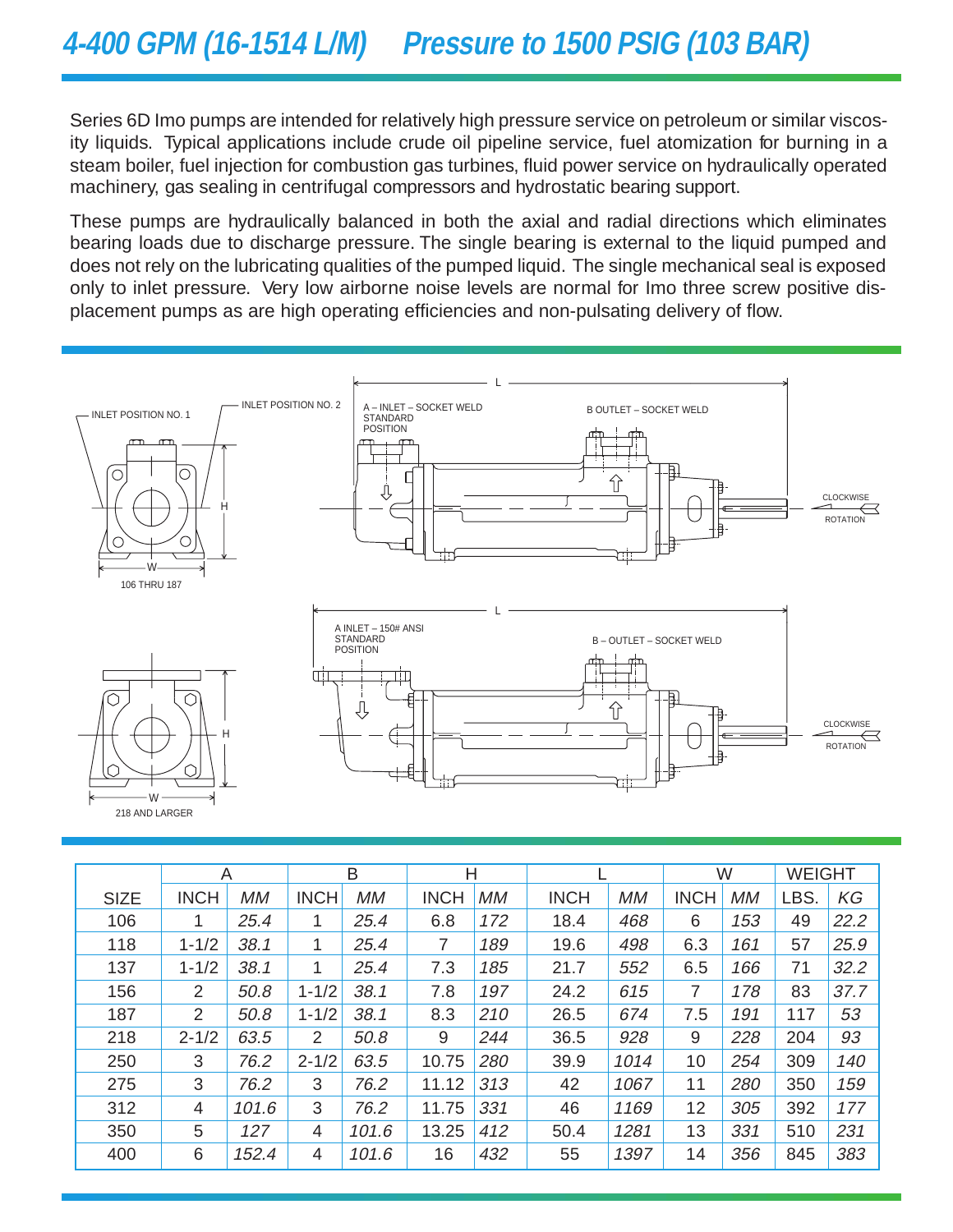# 4-400 GPM (16-1514 L/M)  Pressure to 1500 PSIG (103 BAR)

Series 6D Imo pumps are intended for relatively high pressure service on petroleum or similar viscosity liquids. Typical applications include crude oil pipeline service, fuel atomization for burning in a steam boiler, fuel injection for combustion gas turbines, fluid power service on hydraulically operated machinery, gas sealing in centrifugal compressors and hydrostatic bearing support.

These pumps are hydraulically balanced in both the axial and radial directions which eliminates bearing loads due to discharge pressure. The single bearing is external to the liquid pumped and does not rely on the lubricating qualities of the pumped liquid. The single mechanical seal is exposed only to inlet pressure. Very low airborne noise levels are normal for Imo three screw positive displacement pumps as are high operating efficiencies and non-pulsating delivery of flow.

INLET POSITION NO. 1 — INLET POSITION NO. 2 — A – INLET – SOCKET WELD STANDARD POSITION — B OUTLET – SOCKET WELD — L — H — W — CLOCKWISE ROTATION

106 THRU 187

A INLET – 150# ANSI STANDARD POSITION — B – OUTLET – SOCKET WELD — L — H — W — CLOCKWISE ROTATION

218 AND LARGER

| SIZE | A | | B | | H | | L | | W | | WEIGHT | |
|---|---|---|---|---|---|---|---|---|---|---|---|---|
| | INCH | MM | INCH | MM | INCH | MM | INCH | MM | INCH | MM | LBS. | KG |
| 106 | 1 | 25.4 | 1 | 25.4 | 6.8 | 172 | 18.4 | 468 | 6 | 153 | 49 | 22.2 |
| 118 | 1-1/2 | 38.1 | 1 | 25.4 | 7 | 189 | 19.6 | 498 | 6.3 | 161 | 57 | 25.9 |
| 137 | 1-1/2 | 38.1 | 1 | 25.4 | 7.3 | 185 | 21.7 | 552 | 6.5 | 166 | 71 | 32.2 |
| 156 | 2 | 50.8 | 1-1/2 | 38.1 | 7.8 | 197 | 24.2 | 615 | 7 | 178 | 83 | 37.7 |
| 187 | 2 | 50.8 | 1-1/2 | 38.1 | 8.3 | 210 | 26.5 | 674 | 7.5 | 191 | 117 | 53 |
| 218 | 2-1/2 | 63.5 | 2 | 50.8 | 9 | 244 | 36.5 | 928 | 9 | 228 | 204 | 93 |
| 250 | 3 | 76.2 | 2-1/2 | 63.5 | 10.75 | 280 | 39.9 | 1014 | 10 | 254 | 309 | 140 |
| 275 | 3 | 76.2 | 3 | 76.2 | 11.12 | 313 | 42 | 1067 | 11 | 280 | 350 | 159 |
| 312 | 4 | 101.6 | 3 | 76.2 | 11.75 | 331 | 46 | 1169 | 12 | 305 | 392 | 177 |
| 350 | 5 | 127 | 4 | 101.6 | 13.25 | 412 | 50.4 | 1281 | 13 | 331 | 510 | 231 |
| 400 | 6 | 152.4 | 4 | 101.6 | 16 | 432 | 55 | 1397 | 14 | 356 | 845 | 383 |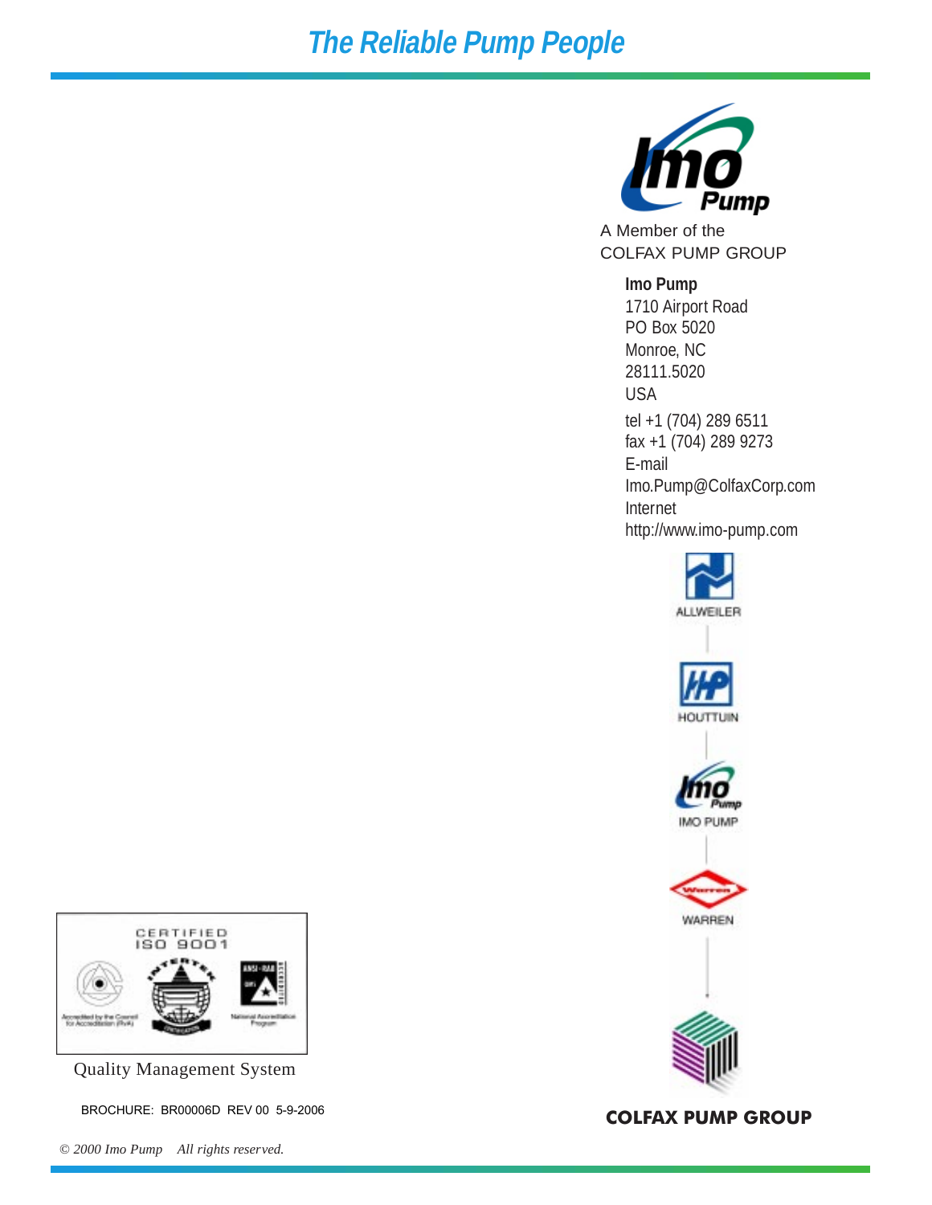The Reliable Pump People

A Member of the
COLFAX PUMP GROUP

**Imo Pump**
1710 Airport Road
PO Box 5020
Monroe, NC
28111.5020
USA

tel +1 (704) 289 6511
fax +1 (704) 289 9273
E-mail
Imo.Pump@ColfaxCorp.com
Internet
http://www.imo-pump.com

ALLWEILER

HOUTTUIN

IMO PUMP

WARREN

**COLFAX PUMP GROUP**

CERTIFIED
ISO 9001

Quality Management System

BROCHURE: BR00006D REV 00 5-9-2006

*© 2000 Imo Pump All rights reserved.*